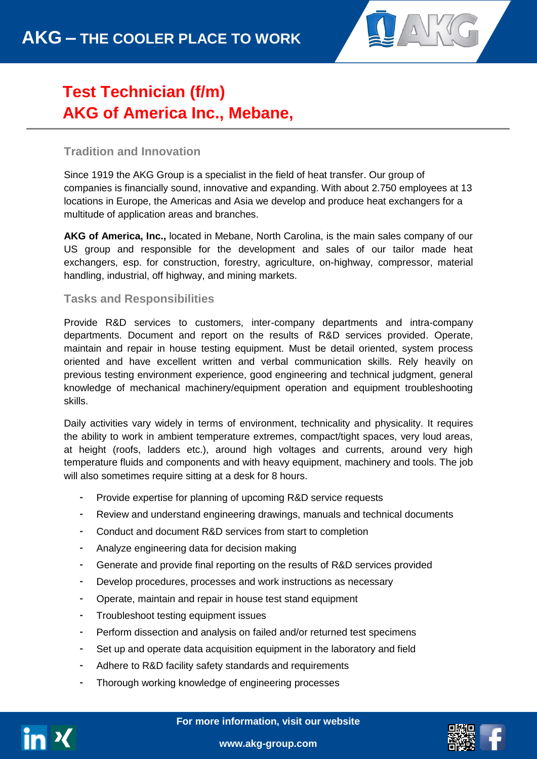AKG – THE COOLER PLACE TO WORK

# Test Technician (f/m)
# AKG of America Inc., Mebane,

## Tradition and Innovation

Since 1919 the AKG Group is a specialist in the field of heat transfer. Our group of companies is financially sound, innovative and expanding. With about 2.750 employees at 13 locations in Europe, the Americas and Asia we develop and produce heat exchangers for a multitude of application areas and branches.

**AKG of America, Inc.,** located in Mebane, North Carolina, is the main sales company of our US group and responsible for the development and sales of our tailor made heat exchangers, esp. for construction, forestry, agriculture, on-highway, compressor, material handling, industrial, off highway, and mining markets.

## Tasks and Responsibilities

Provide R&D services to customers, inter-company departments and intra-company departments. Document and report on the results of R&D services provided. Operate, maintain and repair in house testing equipment. Must be detail oriented, system process oriented and have excellent written and verbal communication skills. Rely heavily on previous testing environment experience, good engineering and technical judgment, general knowledge of mechanical machinery/equipment operation and equipment troubleshooting skills.

Daily activities vary widely in terms of environment, technicality and physicality. It requires the ability to work in ambient temperature extremes, compact/tight spaces, very loud areas, at height (roofs, ladders etc.), around high voltages and currents, around very high temperature fluids and components and with heavy equipment, machinery and tools. The job will also sometimes require sitting at a desk for 8 hours.

- Provide expertise for planning of upcoming R&D service requests
- Review and understand engineering drawings, manuals and technical documents
- Conduct and document R&D services from start to completion
- Analyze engineering data for decision making
- Generate and provide final reporting on the results of R&D services provided
- Develop procedures, processes and work instructions as necessary
- Operate, maintain and repair in house test stand equipment
- Troubleshoot testing equipment issues
- Perform dissection and analysis on failed and/or returned test specimens
- Set up and operate data acquisition equipment in the laboratory and field
- Adhere to R&D facility safety standards and requirements
- Thorough working knowledge of engineering processes

For more information, visit our website

www.akg-group.com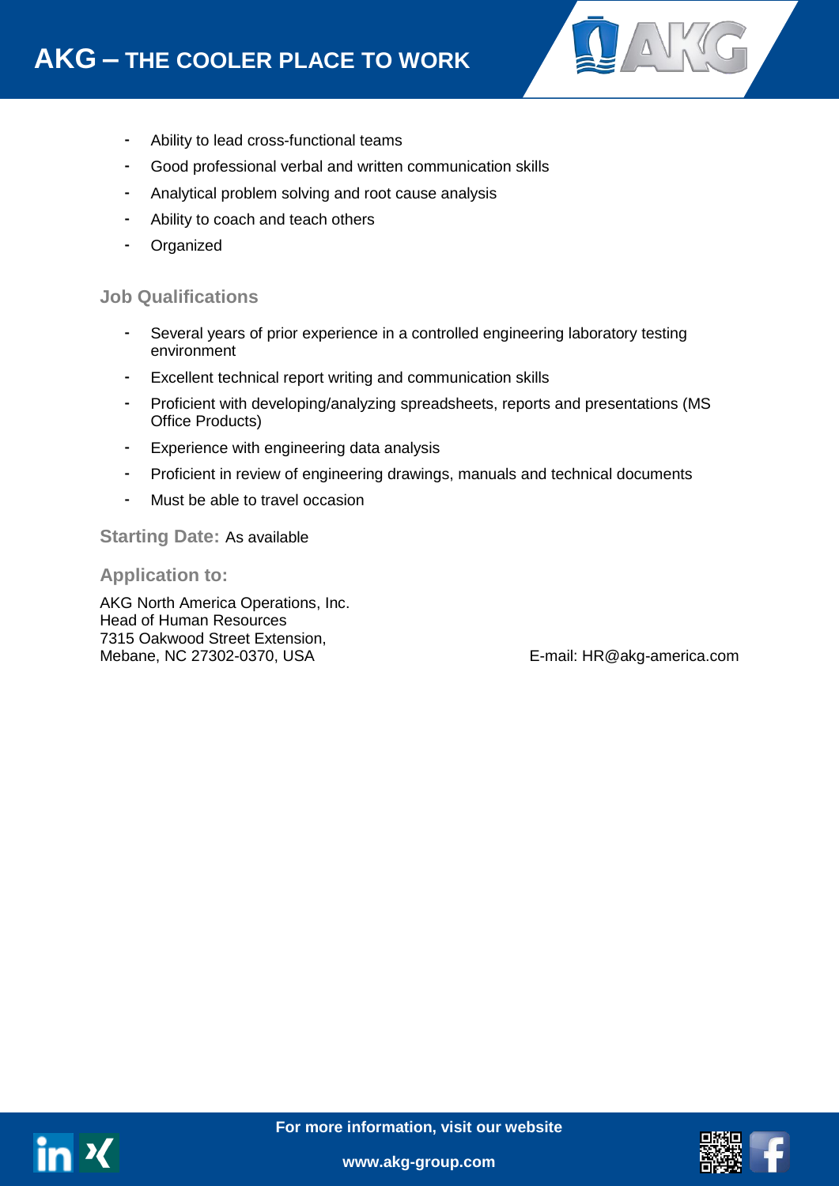- Ability to lead cross-functional teams
- Good professional verbal and written communication skills
- Analytical problem solving and root cause analysis
- Ability to coach and teach others
- Organized

## Job Qualifications

- Several years of prior experience in a controlled engineering laboratory testing environment
- Excellent technical report writing and communication skills
- Proficient with developing/analyzing spreadsheets, reports and presentations (MS Office Products)
- Experience with engineering data analysis
- Proficient in review of engineering drawings, manuals and technical documents
- Must be able to travel occasion

**Starting Date:** As available

## Application to:

AKG North America Operations, Inc.
Head of Human Resources
7315 Oakwood Street Extension,
Mebane, NC 27302-0370, USA

E-mail: HR@akg-america.com

**For more information, visit our website**

**www.akg-group.com**